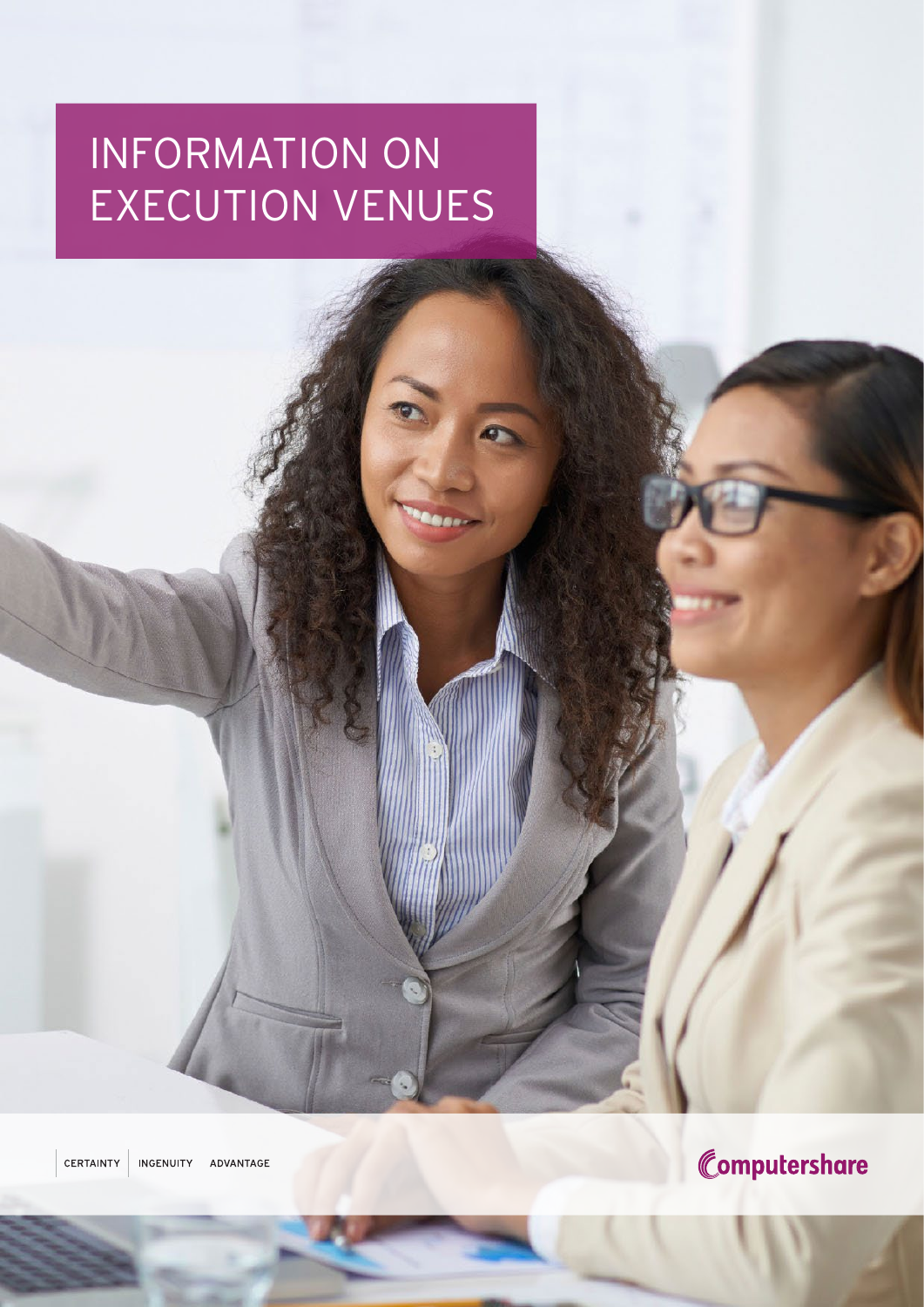# INFORMATION ON EXECUTION VENUES

CERTAINTY | INGENUITY | ADVANTAGE

Computershare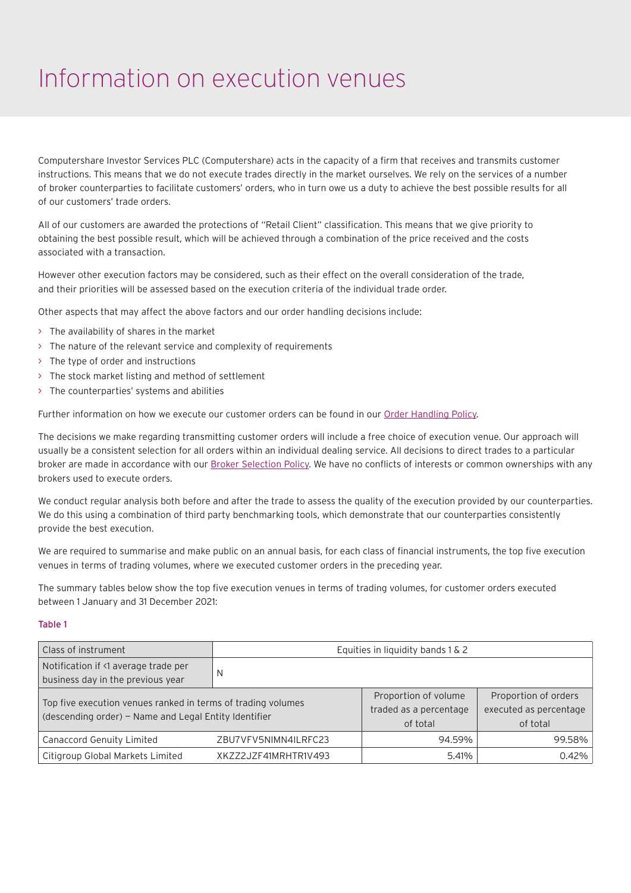# Information on execution venues

Computershare Investor Services PLC (Computershare) acts in the capacity of a firm that receives and transmits customer instructions. This means that we do not execute trades directly in the market ourselves. We rely on the services of a number of broker counterparties to facilitate customers' orders, who in turn owe us a duty to achieve the best possible results for all of our customers' trade orders.

All of our customers are awarded the protections of "Retail Client" classification. This means that we give priority to obtaining the best possible result, which will be achieved through a combination of the price received and the costs associated with a transaction.

However other execution factors may be considered, such as their effect on the overall consideration of the trade, and their priorities will be assessed based on the execution criteria of the individual trade order.

Other aspects that may affect the above factors and our order handling decisions include:

- The availability of shares in the market
- The nature of the relevant service and complexity of requirements
- The type of order and instructions
- The stock market listing and method of settlement
- The counterparties' systems and abilities

Further information on how we execute our customer orders can be found in our Order Handling Policy.

The decisions we make regarding transmitting customer orders will include a free choice of execution venue. Our approach will usually be a consistent selection for all orders within an individual dealing service. All decisions to direct trades to a particular broker are made in accordance with our Broker Selection Policy. We have no conflicts of interests or common ownerships with any brokers used to execute orders.

We conduct regular analysis both before and after the trade to assess the quality of the execution provided by our counterparties. We do this using a combination of third party benchmarking tools, which demonstrate that our counterparties consistently provide the best execution.

We are required to summarise and make public on an annual basis, for each class of financial instruments, the top five execution venues in terms of trading volumes, where we executed customer orders in the preceding year.

The summary tables below show the top five execution venues in terms of trading volumes, for customer orders executed between 1 January and 31 December 2021:

Table 1

| Class of instrument | Equities in liquidity bands 1 & 2 | | |
|---|---|---|---|
| Notification if <1 average trade per business day in the previous year | N | | |
| Top five execution venues ranked in terms of trading volumes (descending order) – Name and Legal Entity Identifier | | Proportion of volume traded as a percentage of total | Proportion of orders executed as percentage of total |
| Canaccord Genuity Limited | ZBU7VFV5NIMN4ILRFC23 | 94.59% | 99.58% |
| Citigroup Global Markets Limited | XKZZ2JZF41MRHTR1V493 | 5.41% | 0.42% |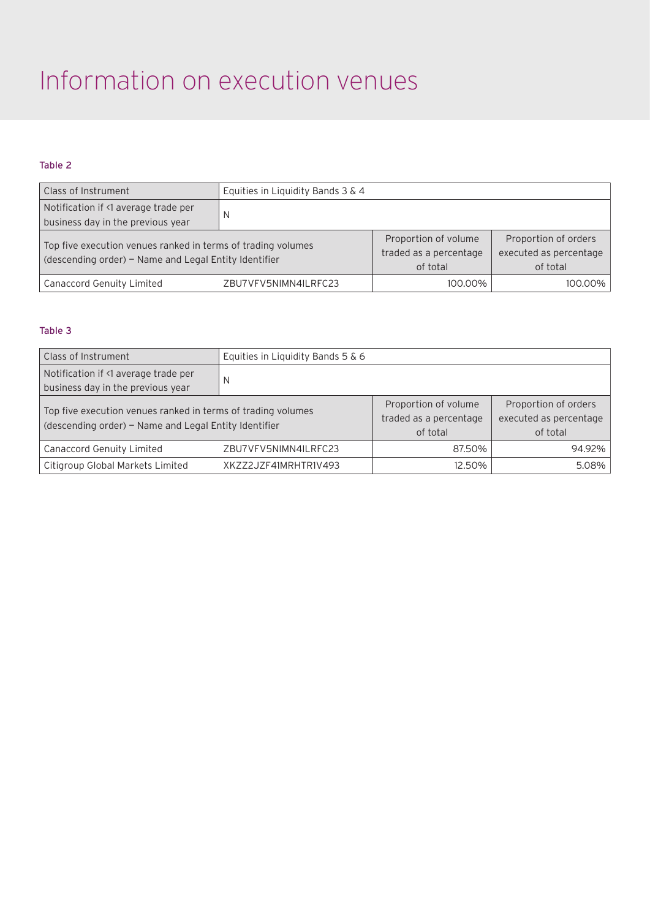# Information on execution venues

### Table 2

| Class of Instrument | Equities in Liquidity Bands 3 & 4 | | |
|---|---|---|---|
| Notification if <1 average trade per business day in the previous year | N | | |
| Top five execution venues ranked in terms of trading volumes (descending order) – Name and Legal Entity Identifier | | Proportion of volume traded as a percentage of total | Proportion of orders executed as percentage of total |
| Canaccord Genuity Limited | ZBU7VFV5NIMN4ILRFC23 | 100.00% | 100.00% |

### Table 3

| Class of Instrument | Equities in Liquidity Bands 5 & 6 | | |
|---|---|---|---|
| Notification if <1 average trade per business day in the previous year | N | | |
| Top five execution venues ranked in terms of trading volumes (descending order) – Name and Legal Entity Identifier | | Proportion of volume traded as a percentage of total | Proportion of orders executed as percentage of total |
| Canaccord Genuity Limited | ZBU7VFV5NIMN4ILRFC23 | 87.50% | 94.92% |
| Citigroup Global Markets Limited | XKZZ2JZF41MRHTR1V493 | 12.50% | 5.08% |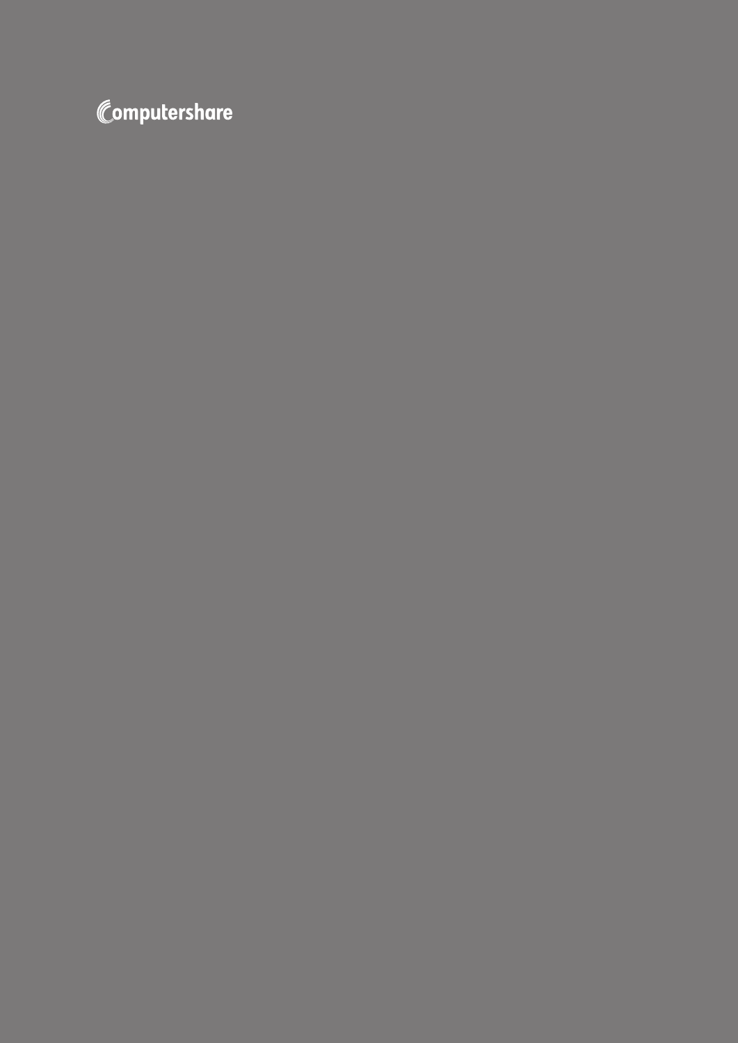Computershare